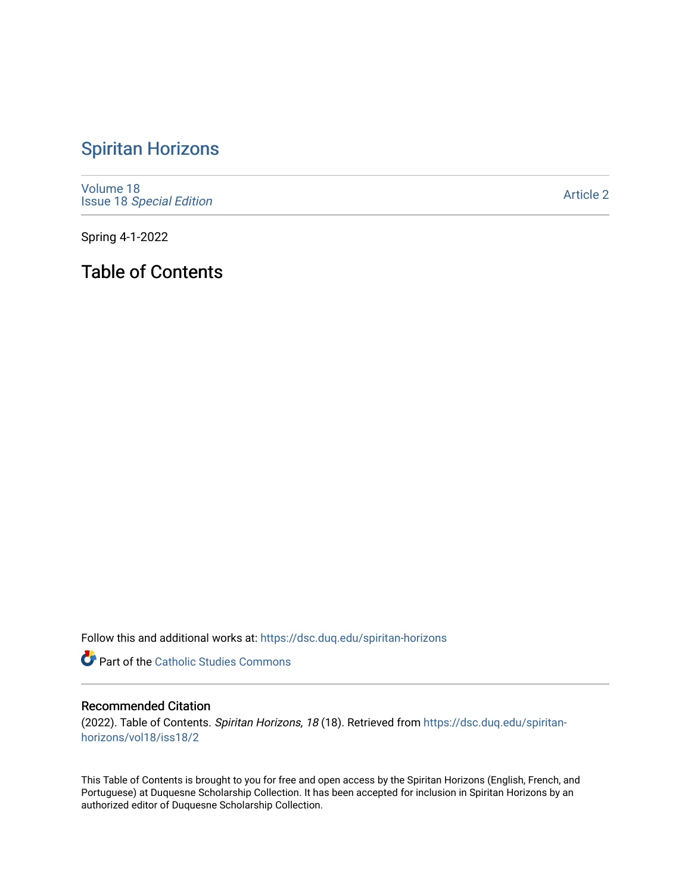# Spiritan Horizons

Volume 18
Issue 18 *Special Edition*

Article 2

Spring 4-1-2022

## Table of Contents

Follow this and additional works at: https://dsc.duq.edu/spiritan-horizons

Part of the Catholic Studies Commons

### Recommended Citation

(2022). Table of Contents. *Spiritan Horizons, 18* (18). Retrieved from https://dsc.duq.edu/spiritan-horizons/vol18/iss18/2

This Table of Contents is brought to you for free and open access by the Spiritan Horizons (English, French, and Portuguese) at Duquesne Scholarship Collection. It has been accepted for inclusion in Spiritan Horizons by an authorized editor of Duquesne Scholarship Collection.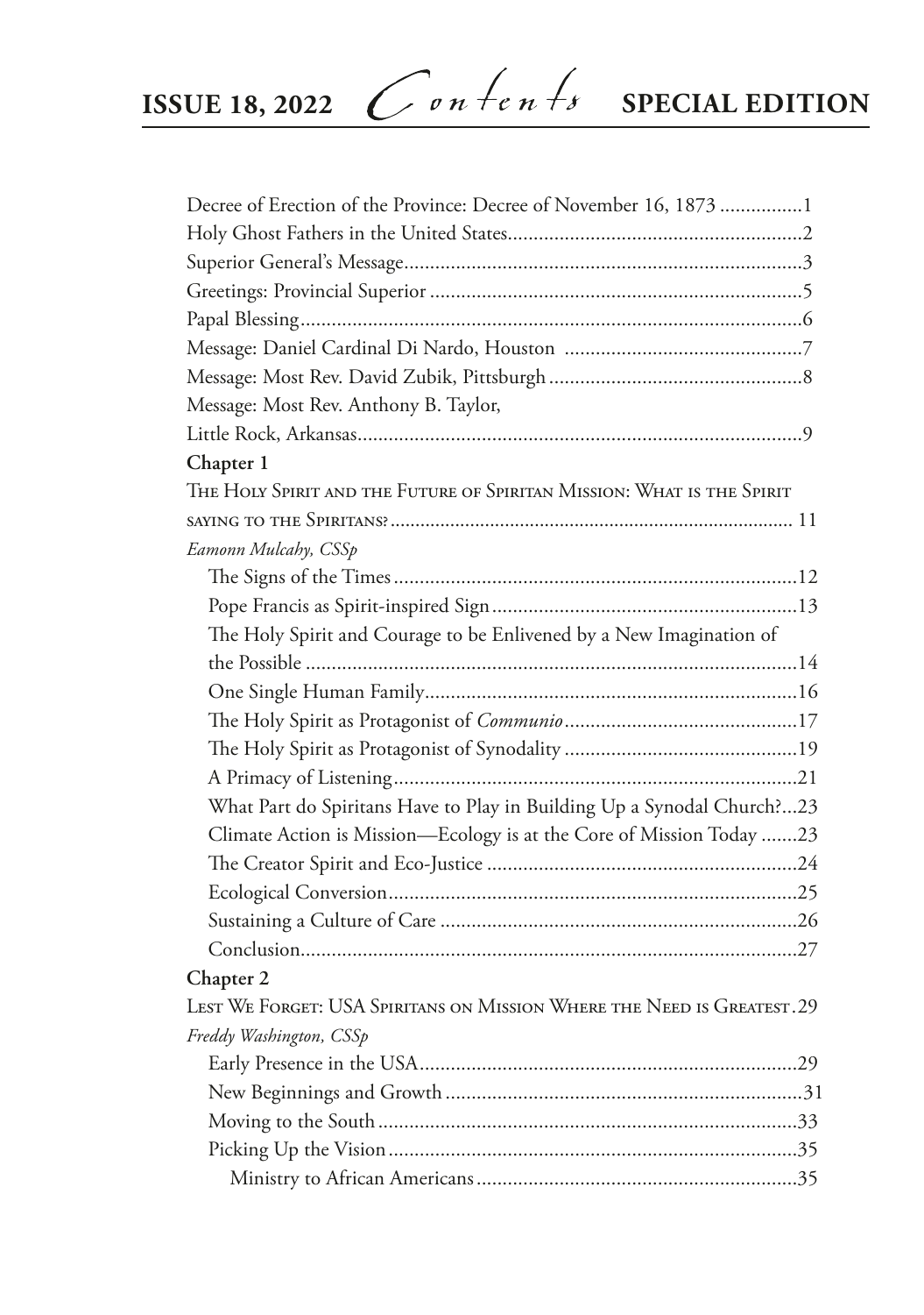# ISSUE 18, 2022 — *Contents* — SPECIAL EDITION

Decree of Erection of the Province: Decree of November 16, 1873 ................1
Holy Ghost Fathers in the United States........................................................2
Superior General's Message............................................................................3
Greetings: Provincial Superior .......................................................................5
Papal Blessing................................................................................................6
Message: Daniel Cardinal Di Nardo, Houston .............................................7
Message: Most Rev. David Zubik, Pittsburgh ................................................8
Message: Most Rev. Anthony B. Taylor,
Little Rock, Arkansas.....................................................................................9

**Chapter 1**

The Holy Spirit and the Future of Spiritan Mission: What is the Spirit saying to the Spiritans?.............................................................................. 11

*Eamonn Mulcahy, CSSp*

- The Signs of the Times.............................................................................12
- Pope Francis as Spirit-inspired Sign..........................................................13
- The Holy Spirit and Courage to be Enlivened by a New Imagination of the Possible ..............................................................................................14
- One Single Human Family........................................................................16
- The Holy Spirit as Protagonist of *Communio*............................................17
- The Holy Spirit as Protagonist of Synodality ............................................19
- A Primacy of Listening.............................................................................21
- What Part do Spiritans Have to Play in Building Up a Synodal Church?...23
- Climate Action is Mission—Ecology is at the Core of Mission Today .......23
- The Creator Spirit and Eco-Justice ...........................................................24
- Ecological Conversion..............................................................................25
- Sustaining a Culture of Care ....................................................................26
- Conclusion...............................................................................................27

**Chapter 2**

Lest We Forget: USA Spiritans on Mission Where the Need is Greatest.29

*Freddy Washington, CSSp*

- Early Presence in the USA.........................................................................29
- New Beginnings and Growth....................................................................31
- Moving to the South................................................................................33
- Picking Up the Vision..............................................................................35
  - Ministry to African Americans.............................................................35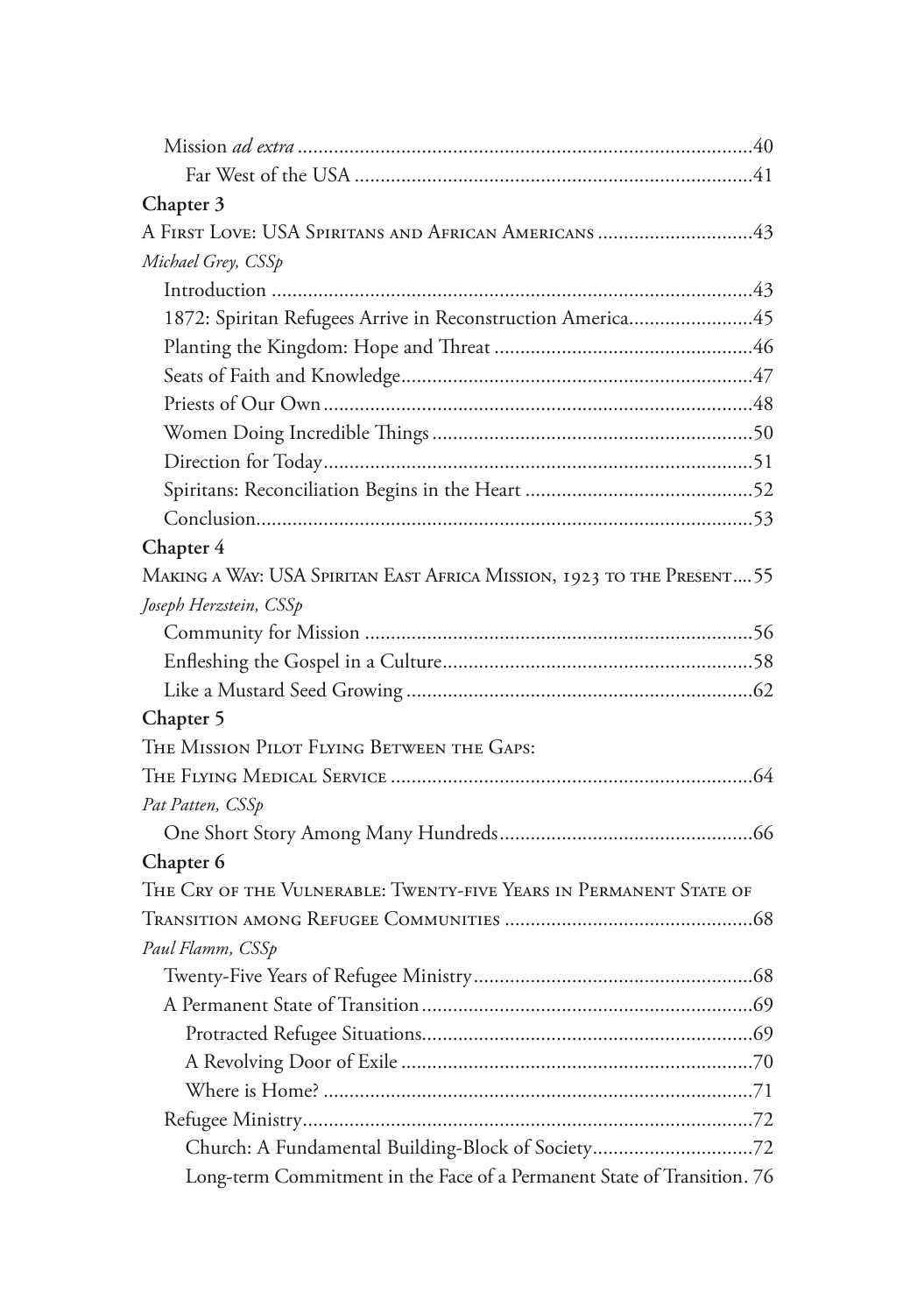Mission *ad extra* ........................................................................................40

Far West of the USA ............................................................................41

**Chapter 3**

A First Love: USA Spiritans and African Americans ..............................43

*Michael Grey, CSSp*

Introduction ............................................................................................43

1872: Spiritan Refugees Arrive in Reconstruction America........................45

Planting the Kingdom: Hope and Threat ..................................................46

Seats of Faith and Knowledge....................................................................47

Priests of Our Own....................................................................................48

Women Doing Incredible Things..............................................................50

Direction for Today....................................................................................51

Spiritans: Reconciliation Begins in the Heart ............................................52

Conclusion................................................................................................53

**Chapter 4**

Making a Way: USA Spiritan East Africa Mission, 1923 to the Present....55

*Joseph Herzstein, CSSp*

Community for Mission ...........................................................................56

Enfleshing the Gospel in a Culture............................................................58

Like a Mustard Seed Growing ...................................................................62

**Chapter 5**

The Mission Pilot Flying Between the Gaps:

The Flying Medical Service ......................................................................64

*Pat Patten, CSSp*

One Short Story Among Many Hundreds.................................................66

**Chapter 6**

The Cry of the Vulnerable: Twenty-five Years in Permanent State of

Transition among Refugee Communities ................................................68

*Paul Flamm, CSSp*

Twenty-Five Years of Refugee Ministry......................................................68

A Permanent State of Transition...............................................................69

Protracted Refugee Situations...............................................................69

A Revolving Door of Exile ...................................................................70

Where is Home? ..................................................................................71

Refugee Ministry.......................................................................................72

Church: A Fundamental Building-Block of Society...............................72

Long-term Commitment in the Face of a Permanent State of Transition. 76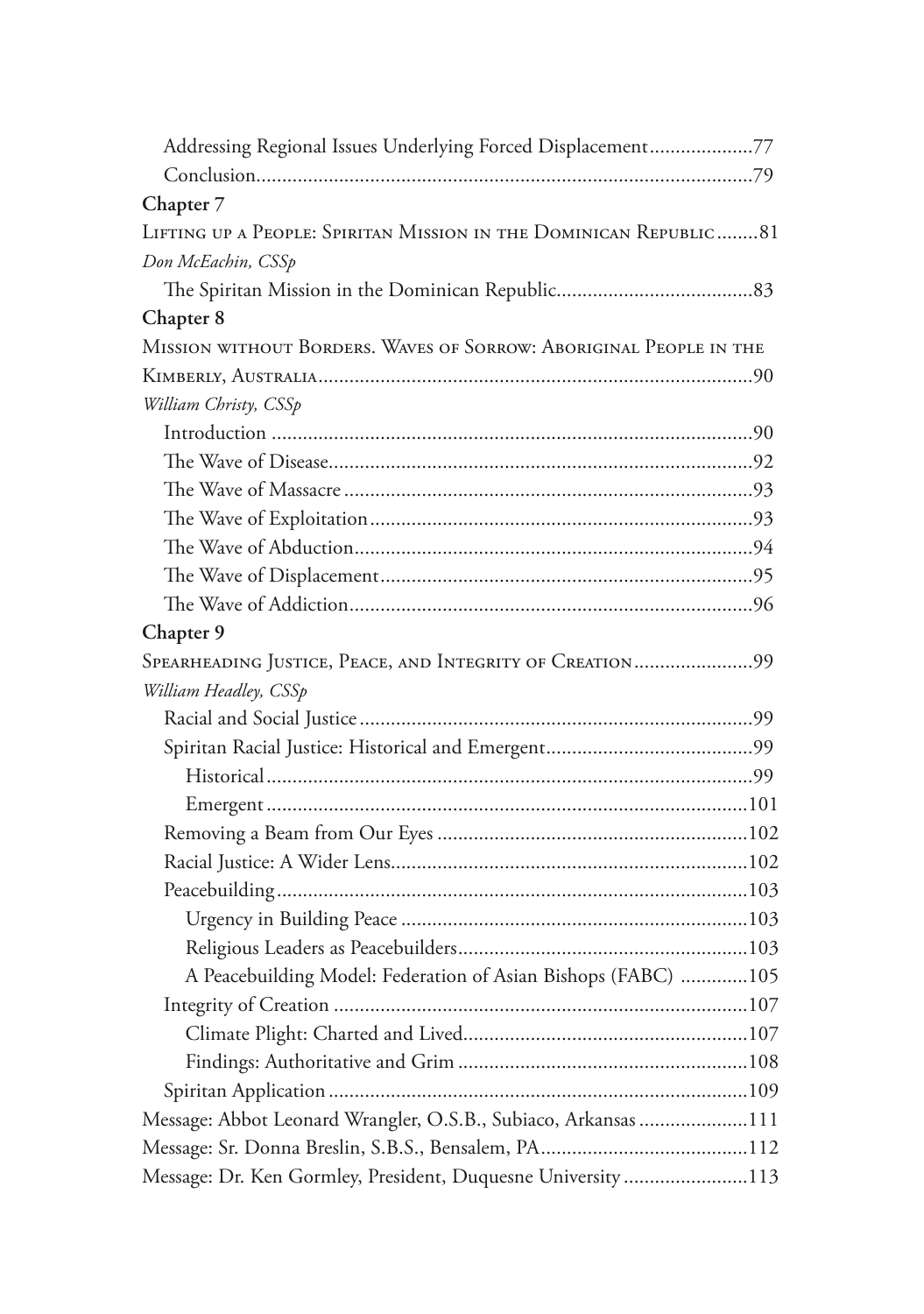Addressing Regional Issues Underlying Forced Displacement....................77

Conclusion...............................................................................................79

**Chapter 7**

Lifting up a People: Spiritan Mission in the Dominican Republic........81

*Don McEachin, CSSp*

The Spiritan Mission in the Dominican Republic......................................83

**Chapter 8**

Mission without Borders. Waves of Sorrow: Aboriginal People in the Kimberly, Australia...................................................................................90

*William Christy, CSSp*

Introduction ............................................................................................90

The Wave of Disease.................................................................................92

The Wave of Massacre ..............................................................................93

The Wave of Exploitation..........................................................................93

The Wave of Abduction.............................................................................94

The Wave of Displacement.......................................................................95

The Wave of Addiction.............................................................................96

**Chapter 9**

Spearheading Justice, Peace, and Integrity of Creation.......................99

*William Headley, CSSp*

Racial and Social Justice...........................................................................99

Spiritan Racial Justice: Historical and Emergent........................................99

Historical.............................................................................................99

Emergent............................................................................................101

Removing a Beam from Our Eyes ...........................................................102

Racial Justice: A Wider Lens....................................................................102

Peacebuilding..........................................................................................103

Urgency in Building Peace ..................................................................103

Religious Leaders as Peacebuilders.......................................................103

A Peacebuilding Model: Federation of Asian Bishops (FABC) .............105

Integrity of Creation ...............................................................................107

Climate Plight: Charted and Lived.......................................................107

Findings: Authoritative and Grim .......................................................108

Spiritan Application ................................................................................109

Message: Abbot Leonard Wrangler, O.S.B., Subiaco, Arkansas .....................111

Message: Sr. Donna Breslin, S.B.S., Bensalem, PA........................................112

Message: Dr. Ken Gormley, President, Duquesne University ........................113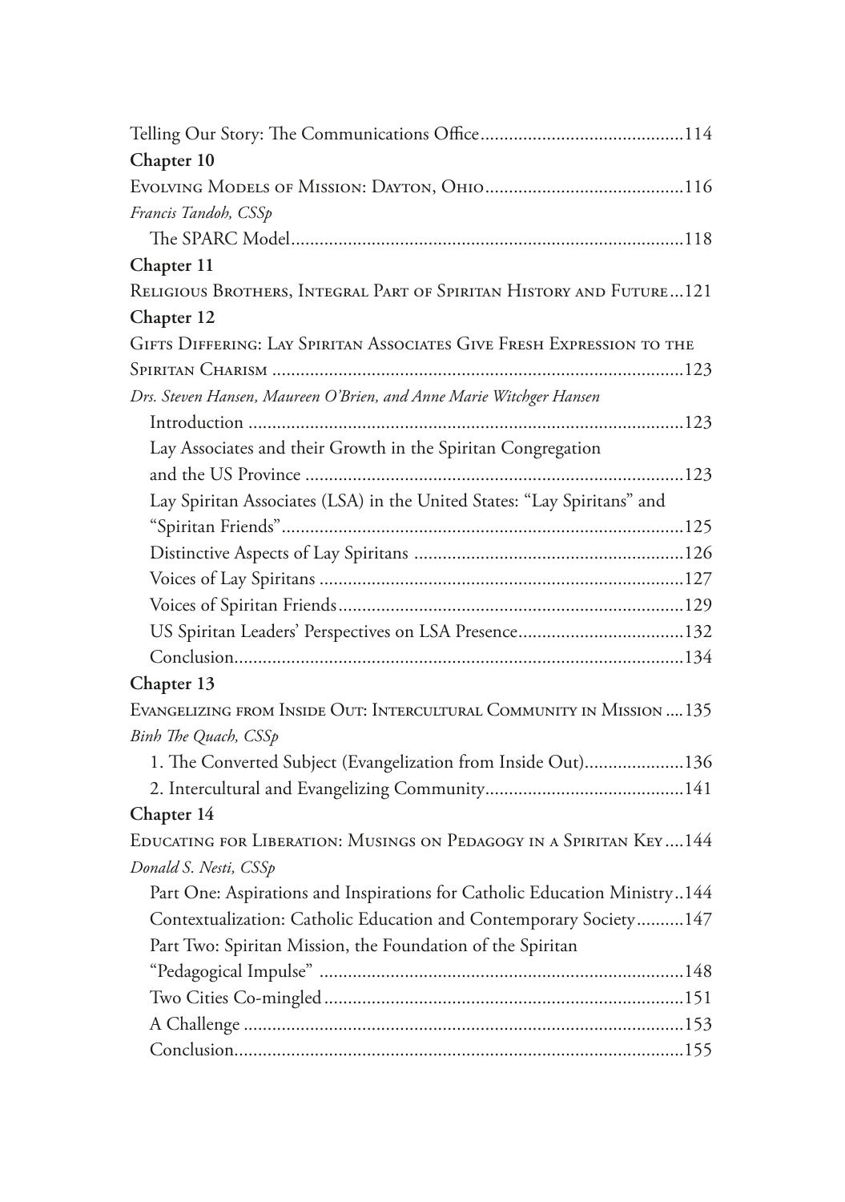Telling Our Story: The Communications Office.........................................114

**Chapter 10**

Evolving Models of Mission: Dayton, Ohio.........................................116

*Francis Tandoh, CSSp*

The SPARC Model.........................................................................118

**Chapter 11**

Religious Brothers, Integral Part of Spiritan History and Future...121

**Chapter 12**

Gifts Differing: Lay Spiritan Associates Give Fresh Expression to the Spiritan Charism.........................................................................123

*Drs. Steven Hansen, Maureen O'Brien, and Anne Marie Witchger Hansen*

Introduction.........................................................................123

Lay Associates and their Growth in the Spiritan Congregation and the US Province.........................................................................123

Lay Spiritan Associates (LSA) in the United States: "Lay Spiritans" and "Spiritan Friends".........................................................................125

Distinctive Aspects of Lay Spiritans.........................................................126

Voices of Lay Spiritans.........................................................................127

Voices of Spiritan Friends.........................................................................129

US Spiritan Leaders' Perspectives on LSA Presence.................................132

Conclusion.........................................................................134

**Chapter 13**

Evangelizing from Inside Out: Intercultural Community in Mission....135

*Binh The Quach, CSSp*

1. The Converted Subject (Evangelization from Inside Out)....................136

2. Intercultural and Evangelizing Community.........................................141

**Chapter 14**

Educating for Liberation: Musings on Pedagogy in a Spiritan Key....144

*Donald S. Nesti, CSSp*

Part One: Aspirations and Inspirations for Catholic Education Ministry..144

Contextualization: Catholic Education and Contemporary Society..........147

Part Two: Spiritan Mission, the Foundation of the Spiritan "Pedagogical Impulse".........................................................................148

Two Cities Co-mingled.........................................................................151

A Challenge.........................................................................153

Conclusion.........................................................................155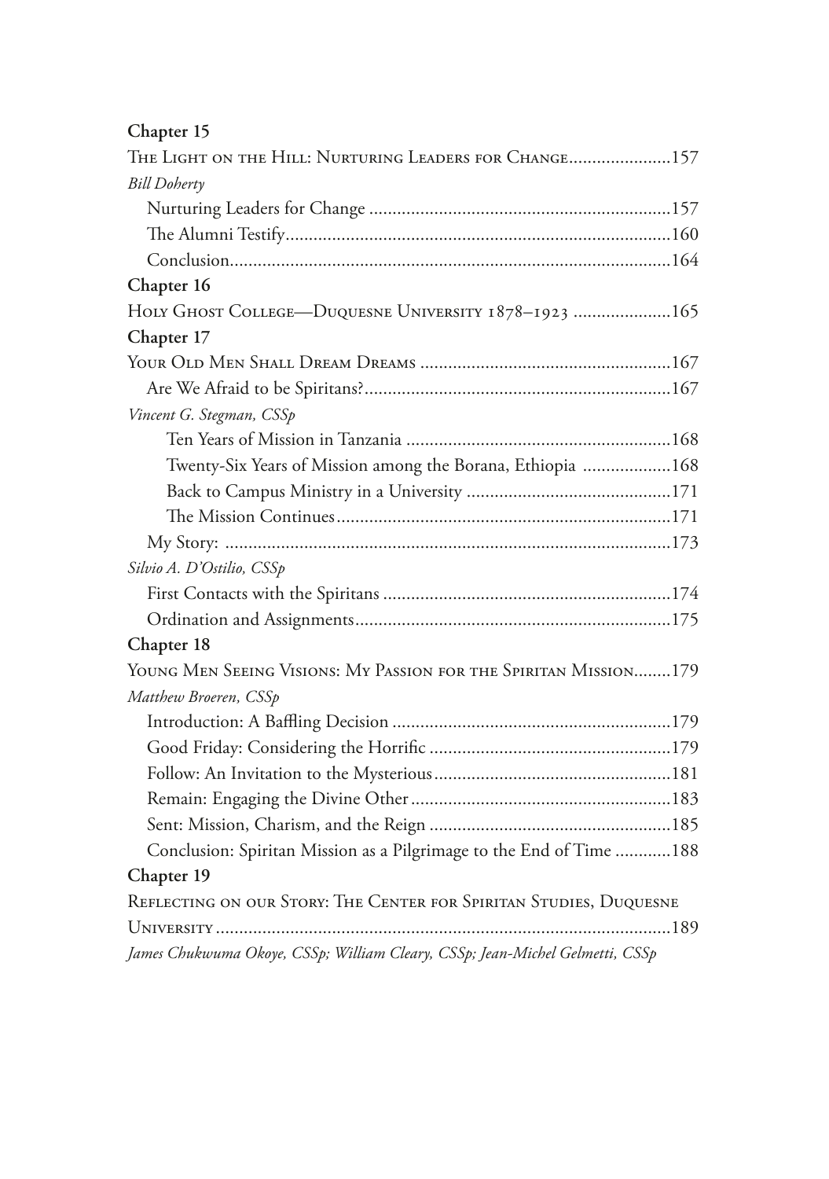**Chapter 15**

The Light on the Hill: Nurturing Leaders for Change......................157

*Bill Doherty*

Nurturing Leaders for Change ................................................................157

The Alumni Testify..................................................................................160

Conclusion..............................................................................................164

**Chapter 16**

Holy Ghost College—Duquesne University 1878–1923 .....................165

**Chapter 17**

Your Old Men Shall Dream Dreams ......................................................167

Are We Afraid to be Spiritans?.................................................................167

*Vincent G. Stegman, CSSp*

Ten Years of Mission in Tanzania .........................................................168

Twenty-Six Years of Mission among the Borana, Ethiopia ...................168

Back to Campus Ministry in a University ............................................171

The Mission Continues.......................................................................171

My Story: ...............................................................................................173

*Silvio A. D'Ostilio, CSSp*

First Contacts with the Spiritans .............................................................174

Ordination and Assignments...................................................................175

**Chapter 18**

Young Men Seeing Visions: My Passion for the Spiritan Mission........179

*Matthew Broeren, CSSp*

Introduction: A Baffling Decision ...........................................................179

Good Friday: Considering the Horrific ...................................................179

Follow: An Invitation to the Mysterious..................................................181

Remain: Engaging the Divine Other.......................................................183

Sent: Mission, Charism, and the Reign ...................................................185

Conclusion: Spiritan Mission as a Pilgrimage to the End of Time ............188

**Chapter 19**

Reflecting on our Story: The Center for Spiritan Studies, Duquesne University..................................................................................................189

*James Chukwuma Okoye, CSSp; William Cleary, CSSp; Jean-Michel Gelmetti, CSSp*